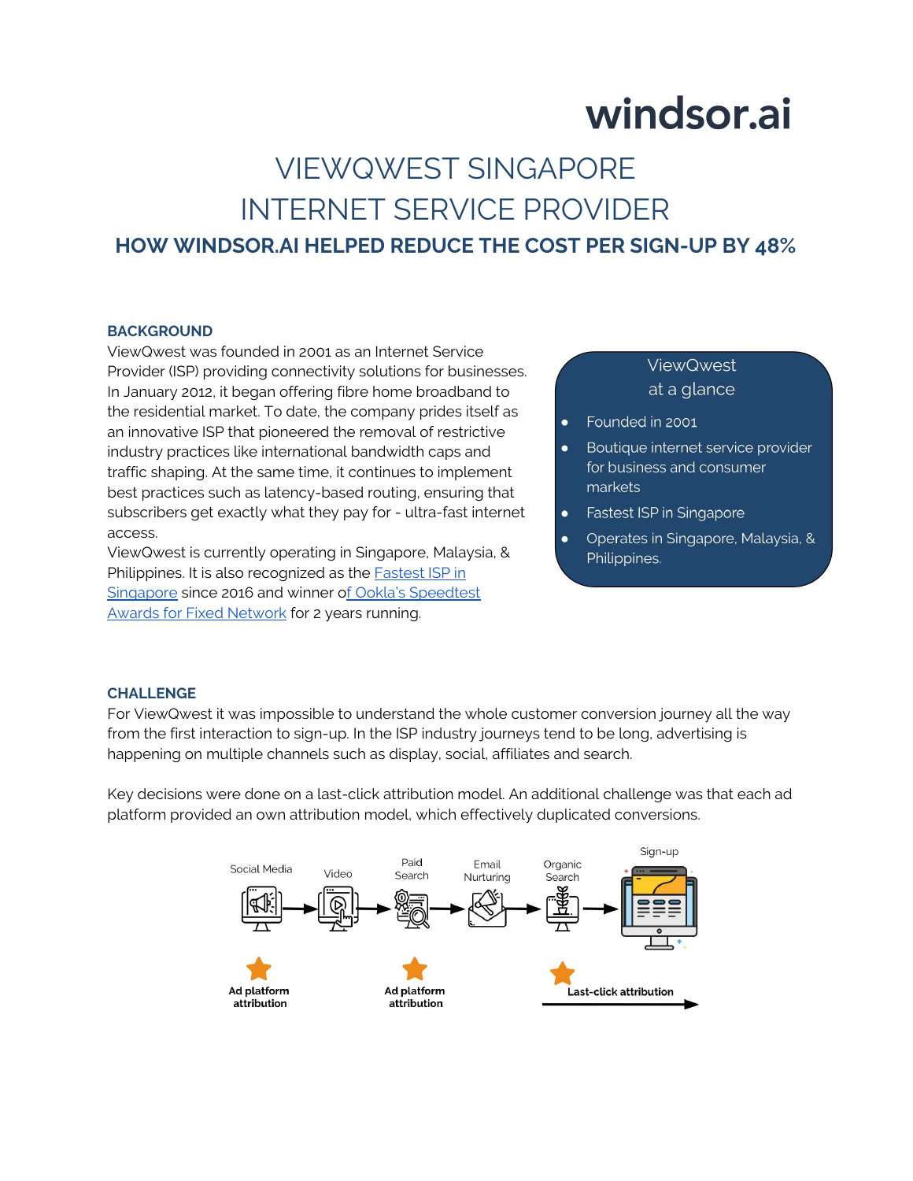windsor.ai

# VIEWQWEST SINGAPORE
# INTERNET SERVICE PROVIDER

## HOW WINDSOR.AI HELPED REDUCE THE COST PER SIGN-UP BY 48%

### BACKGROUND

ViewQwest was founded in 2001 as an Internet Service Provider (ISP) providing connectivity solutions for businesses. In January 2012, it began offering fibre home broadband to the residential market. To date, the company prides itself as an innovative ISP that pioneered the removal of restrictive industry practices like international bandwidth caps and traffic shaping. At the same time, it continues to implement best practices such as latency-based routing, ensuring that subscribers get exactly what they pay for - ultra-fast internet access.

ViewQwest is currently operating in Singapore, Malaysia, & Philippines. It is also recognized as the Fastest ISP in Singapore since 2016 and winner of Ookla's Speedtest Awards for Fixed Network for 2 years running.

**ViewQwest at a glance**

- Founded in 2001
- Boutique internet service provider for business and consumer markets
- Fastest ISP in Singapore
- Operates in Singapore, Malaysia, & Philippines.

### CHALLENGE

For ViewQwest it was impossible to understand the whole customer conversion journey all the way from the first interaction to sign-up. In the ISP industry journeys tend to be long, advertising is happening on multiple channels such as display, social, affiliates and search.

Key decisions were done on a last-click attribution model. An additional challenge was that each ad platform provided an own attribution model, which effectively duplicated conversions.

Social Media → Video → Paid Search → Email Nurturing → Organic Search → Sign-up

Ad platform attribution | Ad platform attribution | Last-click attribution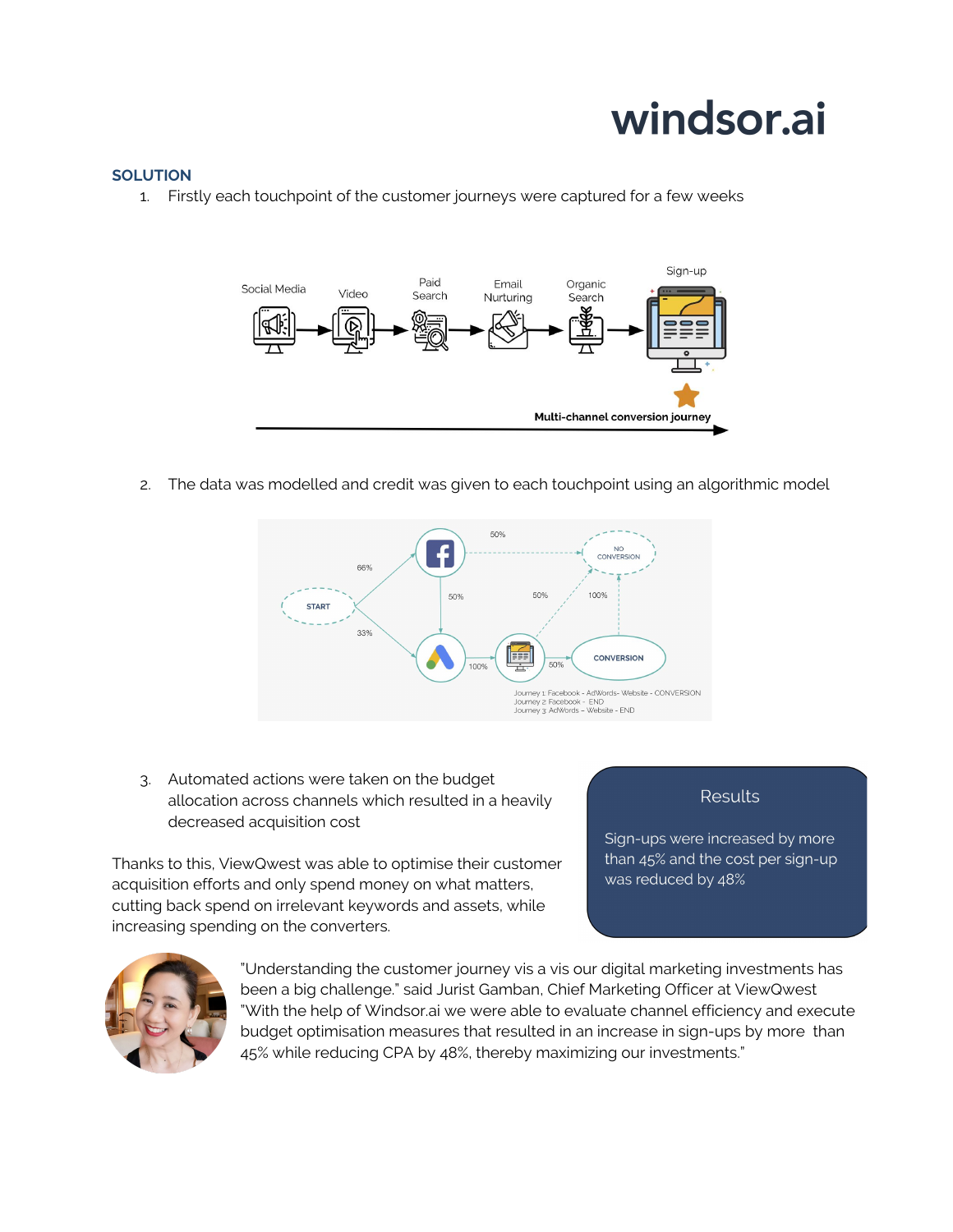windsor.ai

## SOLUTION

1. Firstly each touchpoint of the customer journeys were captured for a few weeks

Social Media
Video
Paid Search
Email Nurturing
Organic Search
Sign-up
Multi-channel conversion journey

2. The data was modelled and credit was given to each touchpoint using an algorithmic model

START
66%
33%
50%
50%
50%
100%
100%
50%
NO CONVERSION
CONVERSION
Journey 1: Facebook - AdWords- Website - CONVERSION
Journey 2: Facebook - END
Journey 3: AdWords – Website – END

3. Automated actions were taken on the budget allocation across channels which resulted in a heavily decreased acquisition cost

Thanks to this, ViewQwest was able to optimise their customer acquisition efforts and only spend money on what matters, cutting back spend on irrelevant keywords and assets, while increasing spending on the converters.

**Results**

Sign-ups were increased by more than 45% and the cost per sign-up was reduced by 48%

"Understanding the customer journey vis a vis our digital marketing investments has been a big challenge." said Jurist Gamban, Chief Marketing Officer at ViewQwest "With the help of Windsor.ai we were able to evaluate channel efficiency and execute budget optimisation measures that resulted in an increase in sign-ups by more than 45% while reducing CPA by 48%, thereby maximizing our investments."